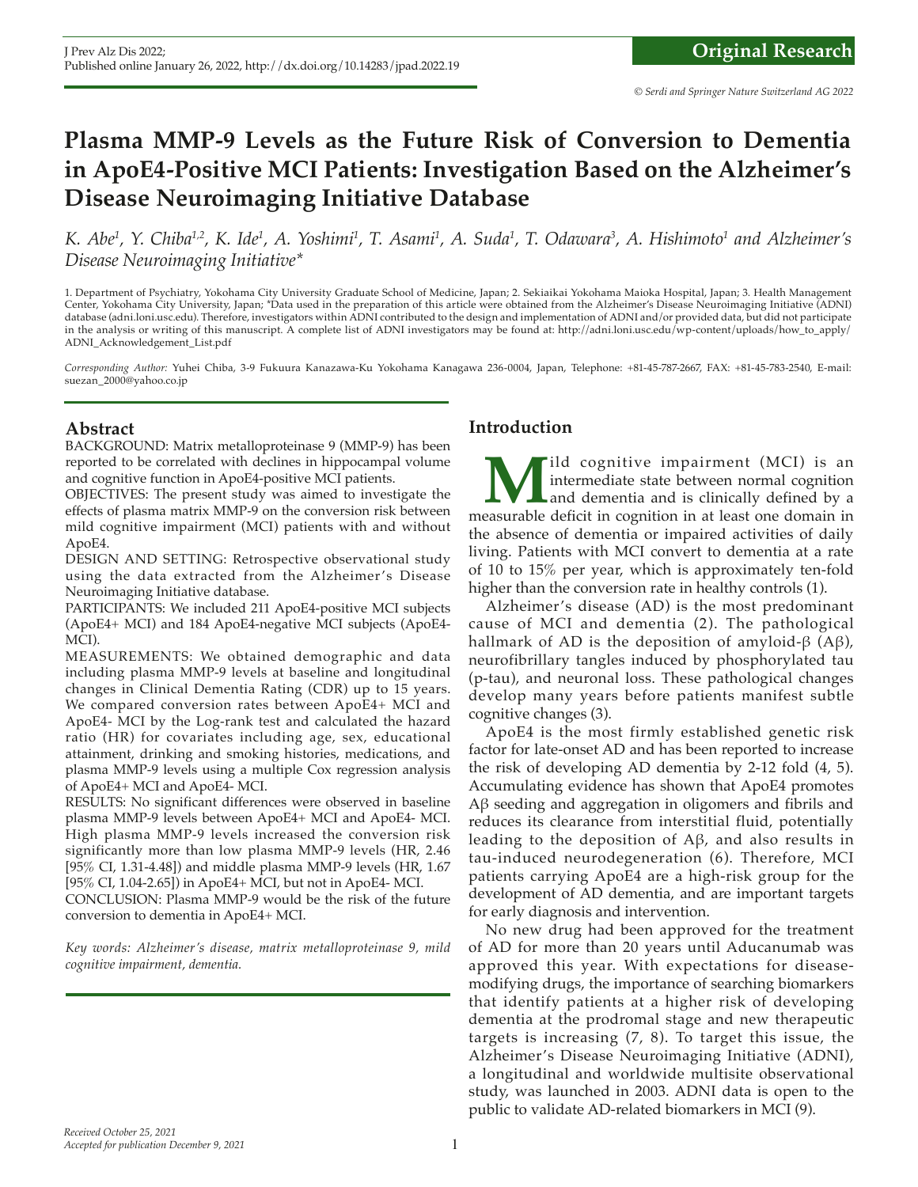Original Research

# Plasma MMP-9 Levels as the Future Risk of Conversion to Dementia in ApoE4-Positive MCI Patients: Investigation Based on the Alzheimer's Disease Neuroimaging Initiative Database

*K. Abe[1], Y. Chiba[1,2], K. Ide[1], A. Yoshimi[1], T. Asami[1], A. Suda[1], T. Odawara[3], A. Hishimoto[1] and Alzheimer's Disease Neuroimaging Initiative\**

1. Department of Psychiatry, Yokohama City University Graduate School of Medicine, Japan; 2. Sekiaikai Yokohama Maioka Hospital, Japan; 3. Health Management Center, Yokohama City University, Japan; \*Data used in the preparation of this article were obtained from the Alzheimer's Disease Neuroimaging Initiative (ADNI) database (adni.loni.usc.edu). Therefore, investigators within ADNI contributed to the design and implementation of ADNI and/or provided data, but did not participate in the analysis or writing of this manuscript. A complete list of ADNI investigators may be found at: http://adni.loni.usc.edu/wp-content/uploads/how_to_apply/ADNI_Acknowledgement_List.pdf

*Corresponding Author:* Yuhei Chiba, 3-9 Fukuura Kanazawa-Ku Yokohama Kanagawa 236-0004, Japan, Telephone: +81-45-787-2667, FAX: +81-45-783-2540, E-mail: suezan_2000@yahoo.co.jp

## Abstract

BACKGROUND: Matrix metalloproteinase 9 (MMP-9) has been reported to be correlated with declines in hippocampal volume and cognitive function in ApoE4-positive MCI patients.

OBJECTIVES: The present study was aimed to investigate the effects of plasma matrix MMP-9 on the conversion risk between mild cognitive impairment (MCI) patients with and without ApoE4.

DESIGN AND SETTING: Retrospective observational study using the data extracted from the Alzheimer's Disease Neuroimaging Initiative database.

PARTICIPANTS: We included 211 ApoE4-positive MCI subjects (ApoE4+ MCI) and 184 ApoE4-negative MCI subjects (ApoE4- MCI).

MEASUREMENTS: We obtained demographic and data including plasma MMP-9 levels at baseline and longitudinal changes in Clinical Dementia Rating (CDR) up to 15 years. We compared conversion rates between ApoE4+ MCI and ApoE4- MCI by the Log-rank test and calculated the hazard ratio (HR) for covariates including age, sex, educational attainment, drinking and smoking histories, medications, and plasma MMP-9 levels using a multiple Cox regression analysis of ApoE4+ MCI and ApoE4- MCI.

RESULTS: No significant differences were observed in baseline plasma MMP-9 levels between ApoE4+ MCI and ApoE4- MCI. High plasma MMP-9 levels increased the conversion risk significantly more than low plasma MMP-9 levels (HR, 2.46 [95% CI, 1.31-4.48]) and middle plasma MMP-9 levels (HR, 1.67 [95% CI, 1.04-2.65]) in ApoE4+ MCI, but not in ApoE4- MCI.

CONCLUSION: Plasma MMP-9 would be the risk of the future conversion to dementia in ApoE4+ MCI.

*Key words: Alzheimer's disease, matrix metalloproteinase 9, mild cognitive impairment, dementia.*

## Introduction

Mild cognitive impairment (MCI) is an intermediate state between normal cognition and dementia and is clinically defined by a measurable deficit in cognition in at least one domain in the absence of dementia or impaired activities of daily living. Patients with MCI convert to dementia at a rate of 10 to 15% per year, which is approximately ten-fold higher than the conversion rate in healthy controls (1).

Alzheimer's disease (AD) is the most predominant cause of MCI and dementia (2). The pathological hallmark of AD is the deposition of amyloid-β (Aβ), neurofibrillary tangles induced by phosphorylated tau (p-tau), and neuronal loss. These pathological changes develop many years before patients manifest subtle cognitive changes (3).

ApoE4 is the most firmly established genetic risk factor for late-onset AD and has been reported to increase the risk of developing AD dementia by 2-12 fold (4, 5). Accumulating evidence has shown that ApoE4 promotes Aβ seeding and aggregation in oligomers and fibrils and reduces its clearance from interstitial fluid, potentially leading to the deposition of Aβ, and also results in tau-induced neurodegeneration (6). Therefore, MCI patients carrying ApoE4 are a high-risk group for the development of AD dementia, and are important targets for early diagnosis and intervention.

No new drug had been approved for the treatment of AD for more than 20 years until Aducanumab was approved this year. With expectations for disease-modifying drugs, the importance of searching biomarkers that identify patients at a higher risk of developing dementia at the prodromal stage and new therapeutic targets is increasing (7, 8). To target this issue, the Alzheimer's Disease Neuroimaging Initiative (ADNI), a longitudinal and worldwide multisite observational study, was launched in 2003. ADNI data is open to the public to validate AD-related biomarkers in MCI (9).

*Received October 25, 2021*
*Accepted for publication December 9, 2021*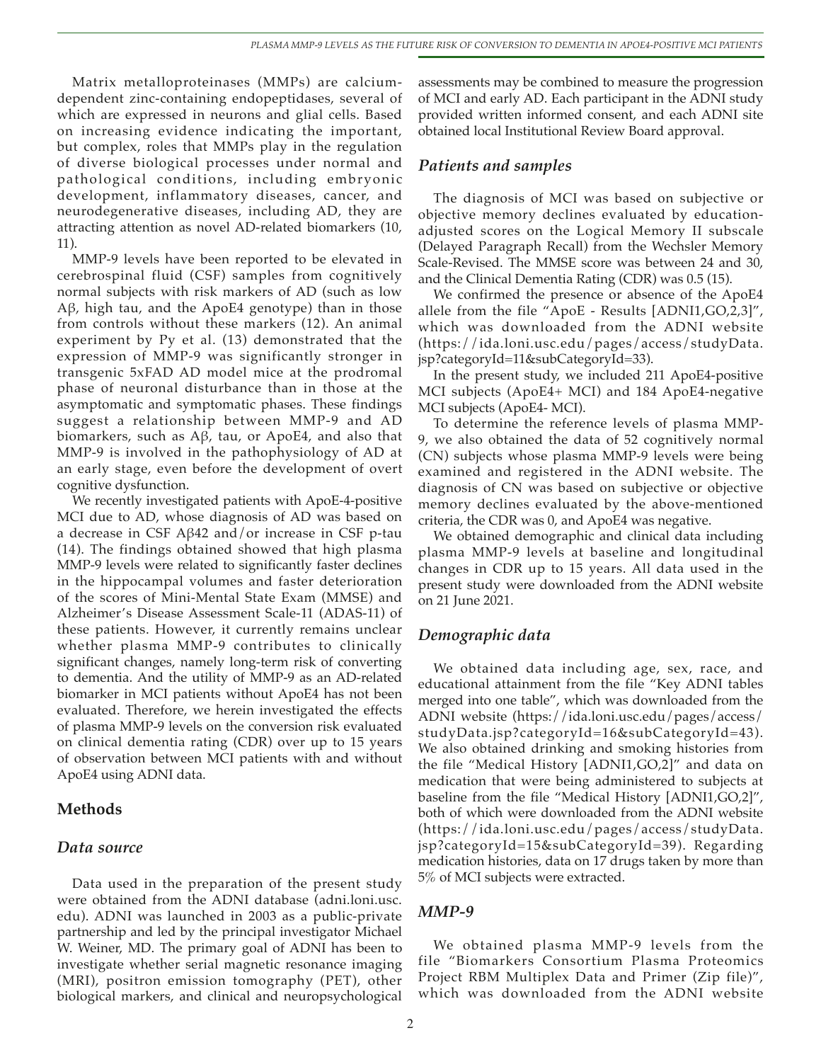Matrix metalloproteinases (MMPs) are calcium-dependent zinc-containing endopeptidases, several of which are expressed in neurons and glial cells. Based on increasing evidence indicating the important, but complex, roles that MMPs play in the regulation of diverse biological processes under normal and pathological conditions, including embryonic development, inflammatory diseases, cancer, and neurodegenerative diseases, including AD, they are attracting attention as novel AD-related biomarkers (10, 11).

MMP-9 levels have been reported to be elevated in cerebrospinal fluid (CSF) samples from cognitively normal subjects with risk markers of AD (such as low Aβ, high tau, and the ApoE4 genotype) than in those from controls without these markers (12). An animal experiment by Py et al. (13) demonstrated that the expression of MMP-9 was significantly stronger in transgenic 5xFAD AD model mice at the prodromal phase of neuronal disturbance than in those at the asymptomatic and symptomatic phases. These findings suggest a relationship between MMP-9 and AD biomarkers, such as Aβ, tau, or ApoE4, and also that MMP-9 is involved in the pathophysiology of AD at an early stage, even before the development of overt cognitive dysfunction.

We recently investigated patients with ApoE-4-positive MCI due to AD, whose diagnosis of AD was based on a decrease in CSF Aβ42 and/or increase in CSF p-tau (14). The findings obtained showed that high plasma MMP-9 levels were related to significantly faster declines in the hippocampal volumes and faster deterioration of the scores of Mini-Mental State Exam (MMSE) and Alzheimer's Disease Assessment Scale-11 (ADAS-11) of these patients. However, it currently remains unclear whether plasma MMP-9 contributes to clinically significant changes, namely long-term risk of converting to dementia. And the utility of MMP-9 as an AD-related biomarker in MCI patients without ApoE4 has not been evaluated. Therefore, we herein investigated the effects of plasma MMP-9 levels on the conversion risk evaluated on clinical dementia rating (CDR) over up to 15 years of observation between MCI patients with and without ApoE4 using ADNI data.

## Methods

### *Data source*

Data used in the preparation of the present study were obtained from the ADNI database (adni.loni.usc.edu). ADNI was launched in 2003 as a public-private partnership and led by the principal investigator Michael W. Weiner, MD. The primary goal of ADNI has been to investigate whether serial magnetic resonance imaging (MRI), positron emission tomography (PET), other biological markers, and clinical and neuropsychological assessments may be combined to measure the progression of MCI and early AD. Each participant in the ADNI study provided written informed consent, and each ADNI site obtained local Institutional Review Board approval.

### *Patients and samples*

The diagnosis of MCI was based on subjective or objective memory declines evaluated by education-adjusted scores on the Logical Memory II subscale (Delayed Paragraph Recall) from the Wechsler Memory Scale-Revised. The MMSE score was between 24 and 30, and the Clinical Dementia Rating (CDR) was 0.5 (15).

We confirmed the presence or absence of the ApoE4 allele from the file "ApoE - Results [ADNI1,GO,2,3]", which was downloaded from the ADNI website (https://ida.loni.usc.edu/pages/access/studyData.jsp?categoryId=11&subCategoryId=33).

In the present study, we included 211 ApoE4-positive MCI subjects (ApoE4+ MCI) and 184 ApoE4-negative MCI subjects (ApoE4- MCI).

To determine the reference levels of plasma MMP-9, we also obtained the data of 52 cognitively normal (CN) subjects whose plasma MMP-9 levels were being examined and registered in the ADNI website. The diagnosis of CN was based on subjective or objective memory declines evaluated by the above-mentioned criteria, the CDR was 0, and ApoE4 was negative.

We obtained demographic and clinical data including plasma MMP-9 levels at baseline and longitudinal changes in CDR up to 15 years. All data used in the present study were downloaded from the ADNI website on 21 June 2021.

### *Demographic data*

We obtained data including age, sex, race, and educational attainment from the file "Key ADNI tables merged into one table", which was downloaded from the ADNI website (https://ida.loni.usc.edu/pages/access/studyData.jsp?categoryId=16&subCategoryId=43). We also obtained drinking and smoking histories from the file "Medical History [ADNI1,GO,2]" and data on medication that were being administered to subjects at baseline from the file "Medical History [ADNI1,GO,2]", both of which were downloaded from the ADNI website (https://ida.loni.usc.edu/pages/access/studyData.jsp?categoryId=15&subCategoryId=39). Regarding medication histories, data on 17 drugs taken by more than 5% of MCI subjects were extracted.

### *MMP-9*

We obtained plasma MMP-9 levels from the file "Biomarkers Consortium Plasma Proteomics Project RBM Multiplex Data and Primer (Zip file)", which was downloaded from the ADNI website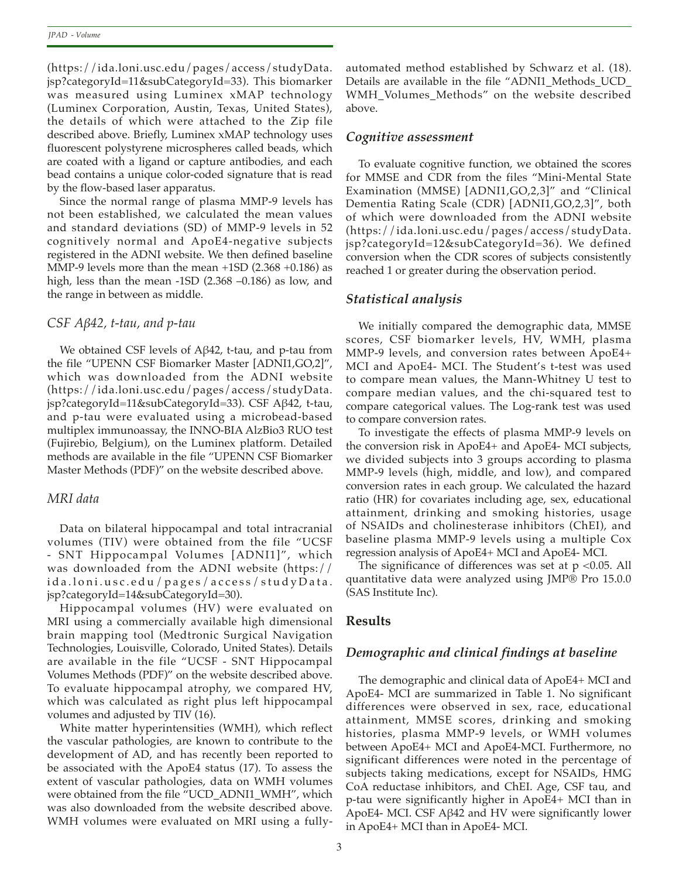(https://ida.loni.usc.edu/pages/access/studyData.jsp?categoryId=11&subCategoryId=33). This biomarker was measured using Luminex xMAP technology (Luminex Corporation, Austin, Texas, United States), the details of which were attached to the Zip file described above. Briefly, Luminex xMAP technology uses fluorescent polystyrene microspheres called beads, which are coated with a ligand or capture antibodies, and each bead contains a unique color-coded signature that is read by the flow-based laser apparatus.

Since the normal range of plasma MMP-9 levels has not been established, we calculated the mean values and standard deviations (SD) of MMP-9 levels in 52 cognitively normal and ApoE4-negative subjects registered in the ADNI website. We then defined baseline MMP-9 levels more than the mean +1SD (2.368 +0.186) as high, less than the mean -1SD (2.368 –0.186) as low, and the range in between as middle.

### *CSF Aβ42, t-tau, and p-tau*

We obtained CSF levels of Aβ42, t-tau, and p-tau from the file "UPENN CSF Biomarker Master [ADNI1,GO,2]", which was downloaded from the ADNI website (https://ida.loni.usc.edu/pages/access/studyData.jsp?categoryId=11&subCategoryId=33). CSF Aβ42, t-tau, and p-tau were evaluated using a microbead-based multiplex immunoassay, the INNO-BIA AlzBio3 RUO test (Fujirebio, Belgium), on the Luminex platform. Detailed methods are available in the file "UPENN CSF Biomarker Master Methods (PDF)" on the website described above.

### *MRI data*

Data on bilateral hippocampal and total intracranial volumes (TIV) were obtained from the file "UCSF - SNT Hippocampal Volumes [ADNI1]", which was downloaded from the ADNI website (https://ida.loni.usc.edu/pages/access/studyData.jsp?categoryId=14&subCategoryId=30).

Hippocampal volumes (HV) were evaluated on MRI using a commercially available high dimensional brain mapping tool (Medtronic Surgical Navigation Technologies, Louisville, Colorado, United States). Details are available in the file "UCSF - SNT Hippocampal Volumes Methods (PDF)" on the website described above. To evaluate hippocampal atrophy, we compared HV, which was calculated as right plus left hippocampal volumes and adjusted by TIV (16).

White matter hyperintensities (WMH), which reflect the vascular pathologies, are known to contribute to the development of AD, and has recently been reported to be associated with the ApoE4 status (17). To assess the extent of vascular pathologies, data on WMH volumes were obtained from the file "UCD_ADNI1_WMH", which was also downloaded from the website described above. WMH volumes were evaluated on MRI using a fully-automated method established by Schwarz et al. (18). Details are available in the file "ADNI1_Methods_UCD_WMH_Volumes_Methods" on the website described above.

### *Cognitive assessment*

To evaluate cognitive function, we obtained the scores for MMSE and CDR from the files "Mini-Mental State Examination (MMSE) [ADNI1,GO,2,3]" and "Clinical Dementia Rating Scale (CDR) [ADNI1,GO,2,3]", both of which were downloaded from the ADNI website (https://ida.loni.usc.edu/pages/access/studyData.jsp?categoryId=12&subCategoryId=36). We defined conversion when the CDR scores of subjects consistently reached 1 or greater during the observation period.

### *Statistical analysis*

We initially compared the demographic data, MMSE scores, CSF biomarker levels, HV, WMH, plasma MMP-9 levels, and conversion rates between ApoE4+ MCI and ApoE4- MCI. The Student's t-test was used to compare mean values, the Mann-Whitney U test to compare median values, and the chi-squared test to compare categorical values. The Log-rank test was used to compare conversion rates.

To investigate the effects of plasma MMP-9 levels on the conversion risk in ApoE4+ and ApoE4- MCI subjects, we divided subjects into 3 groups according to plasma MMP-9 levels (high, middle, and low), and compared conversion rates in each group. We calculated the hazard ratio (HR) for covariates including age, sex, educational attainment, drinking and smoking histories, usage of NSAIDs and cholinesterase inhibitors (ChEI), and baseline plasma MMP-9 levels using a multiple Cox regression analysis of ApoE4+ MCI and ApoE4- MCI.

The significance of differences was set at $p < 0.05$. All quantitative data were analyzed using JMP® Pro 15.0.0 (SAS Institute Inc).

## Results

### *Demographic and clinical findings at baseline*

The demographic and clinical data of ApoE4+ MCI and ApoE4- MCI are summarized in Table 1. No significant differences were observed in sex, race, educational attainment, MMSE scores, drinking and smoking histories, plasma MMP-9 levels, or WMH volumes between ApoE4+ MCI and ApoE4-MCI. Furthermore, no significant differences were noted in the percentage of subjects taking medications, except for NSAIDs, HMG CoA reductase inhibitors, and ChEI. Age, CSF tau, and p-tau were significantly higher in ApoE4+ MCI than in ApoE4- MCI. CSF Aβ42 and HV were significantly lower in ApoE4+ MCI than in ApoE4- MCI.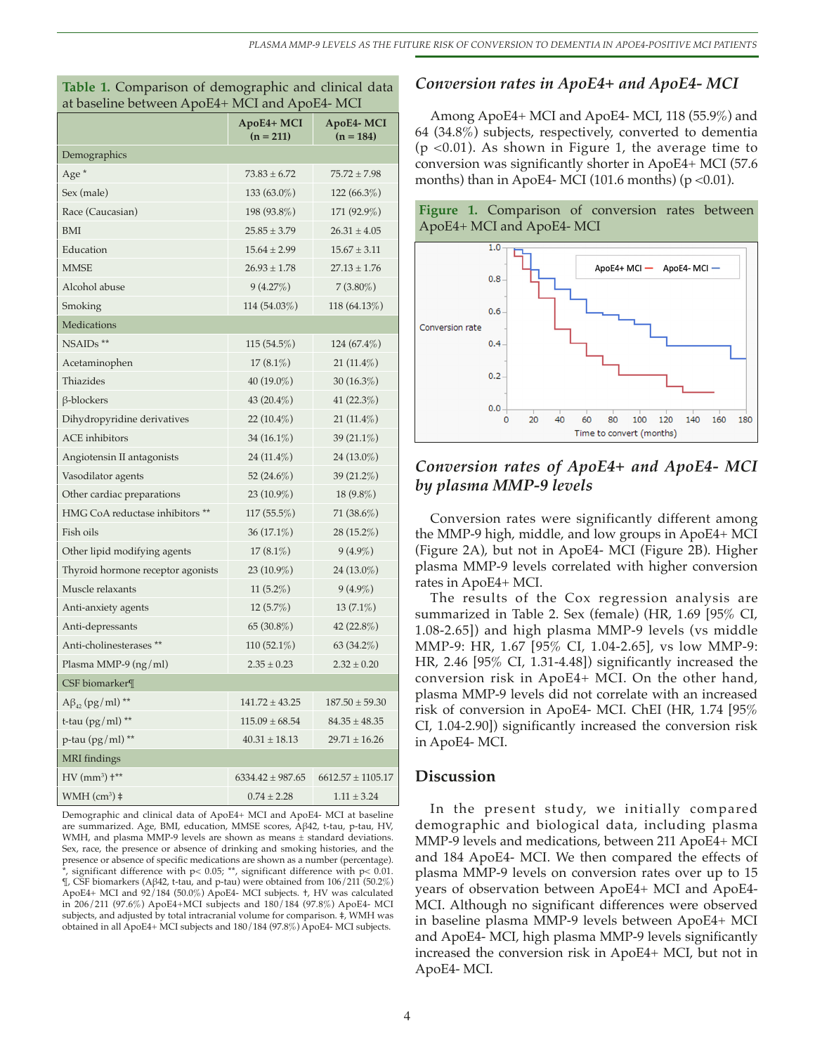**Table 1.** Comparison of demographic and clinical data at baseline between ApoE4+ MCI and ApoE4- MCI

| | ApoE4+ MCI (n = 211) | ApoE4- MCI (n = 184) |
|---|---|---|
| Demographics | | |
| Age * | 73.83 ± 6.72 | 75.72 ± 7.98 |
| Sex (male) | 133 (63.0%) | 122 (66.3%) |
| Race (Caucasian) | 198 (93.8%) | 171 (92.9%) |
| BMI | 25.85 ± 3.79 | 26.31 ± 4.05 |
| Education | 15.64 ± 2.99 | 15.67 ± 3.11 |
| MMSE | 26.93 ± 1.78 | 27.13 ± 1.76 |
| Alcohol abuse | 9 (4.27%) | 7 (3.80%) |
| Smoking | 114 (54.03%) | 118 (64.13%) |
| Medications | | |
| NSAIDs ** | 115 (54.5%) | 124 (67.4%) |
| Acetaminophen | 17 (8.1%) | 21 (11.4%) |
| Thiazides | 40 (19.0%) | 30 (16.3%) |
| β-blockers | 43 (20.4%) | 41 (22.3%) |
| Dihydropyridine derivatives | 22 (10.4%) | 21 (11.4%) |
| ACE inhibitors | 34 (16.1%) | 39 (21.1%) |
| Angiotensin II antagonists | 24 (11.4%) | 24 (13.0%) |
| Vasodilator agents | 52 (24.6%) | 39 (21.2%) |
| Other cardiac preparations | 23 (10.9%) | 18 (9.8%) |
| HMG CoA reductase inhibitors ** | 117 (55.5%) | 71 (38.6%) |
| Fish oils | 36 (17.1%) | 28 (15.2%) |
| Other lipid modifying agents | 17 (8.1%) | 9 (4.9%) |
| Thyroid hormone receptor agonists | 23 (10.9%) | 24 (13.0%) |
| Muscle relaxants | 11 (5.2%) | 9 (4.9%) |
| Anti-anxiety agents | 12 (5.7%) | 13 (7.1%) |
| Anti-depressants | 65 (30.8%) | 42 (22.8%) |
| Anti-cholinesterases ** | 110 (52.1%) | 63 (34.2%) |
| Plasma MMP-9 (ng/ml) | 2.35 ± 0.23 | 2.32 ± 0.20 |
| CSF biomarker¶ | | |
| $A\beta_{42}$ (pg/ml) ** | 141.72 ± 43.25 | 187.50 ± 59.30 |
| t-tau (pg/ml) ** | 115.09 ± 68.54 | 84.35 ± 48.35 |
| p-tau (pg/ml) ** | 40.31 ± 18.13 | 29.71 ± 16.26 |
| MRI findings | | |
| HV ($mm^3$) †** | 6334.42 ± 987.65 | 6612.57 ± 1105.17 |
| WMH ($cm^3$) ‡ | 0.74 ± 2.28 | 1.11 ± 3.24 |

Demographic and clinical data of ApoE4+ MCI and ApoE4- MCI at baseline are summarized. Age, BMI, education, MMSE scores, Aβ42, t-tau, p-tau, HV, WMH, and plasma MMP-9 levels are shown as means ± standard deviations. Sex, race, the presence or absence of drinking and smoking histories, and the presence or absence of specific medications are shown as a number (percentage). *, significant difference with p< 0.05; **, significant difference with p< 0.01. ¶, CSF biomarkers (Aβ42, t-tau, and p-tau) were obtained from 106/211 (50.2%) ApoE4+ MCI and 92/184 (50.0%) ApoE4- MCI subjects. †, HV was calculated in 206/211 (97.6%) ApoE4+MCI subjects and 180/184 (97.8%) ApoE4- MCI subjects, and adjusted by total intracranial volume for comparison. ‡, WMH was obtained in all ApoE4+ MCI subjects and 180/184 (97.8%) ApoE4- MCI subjects.

### *Conversion rates in ApoE4+ and ApoE4- MCI*

Among ApoE4+ MCI and ApoE4- MCI, 118 (55.9%) and 64 (34.8%) subjects, respectively, converted to dementia ($p < 0.01$). As shown in Figure 1, the average time to conversion was significantly shorter in ApoE4+ MCI (57.6 months) than in ApoE4- MCI (101.6 months) ($p < 0.01$).

**Figure 1.** Comparison of conversion rates between ApoE4+ MCI and ApoE4- MCI

### *Conversion rates of ApoE4+ and ApoE4- MCI by plasma MMP-9 levels*

Conversion rates were significantly different among the MMP-9 high, middle, and low groups in ApoE4+ MCI (Figure 2A), but not in ApoE4- MCI (Figure 2B). Higher plasma MMP-9 levels correlated with higher conversion rates in ApoE4+ MCI.

The results of the Cox regression analysis are summarized in Table 2. Sex (female) (HR, 1.69 [95% CI, 1.08-2.65]) and high plasma MMP-9 levels (vs middle MMP-9: HR, 1.67 [95% CI, 1.04-2.65], vs low MMP-9: HR, 2.46 [95% CI, 1.31-4.48]) significantly increased the conversion risk in ApoE4+ MCI. On the other hand, plasma MMP-9 levels did not correlate with an increased risk of conversion in ApoE4- MCI. ChEI (HR, 1.74 [95% CI, 1.04-2.90]) significantly increased the conversion risk in ApoE4- MCI.

## Discussion

In the present study, we initially compared demographic and biological data, including plasma MMP-9 levels and medications, between 211 ApoE4+ MCI and 184 ApoE4- MCI. We then compared the effects of plasma MMP-9 levels on conversion rates over up to 15 years of observation between ApoE4+ MCI and ApoE4- MCI. Although no significant differences were observed in baseline plasma MMP-9 levels between ApoE4+ MCI and ApoE4- MCI, high plasma MMP-9 levels significantly increased the conversion risk in ApoE4+ MCI, but not in ApoE4- MCI.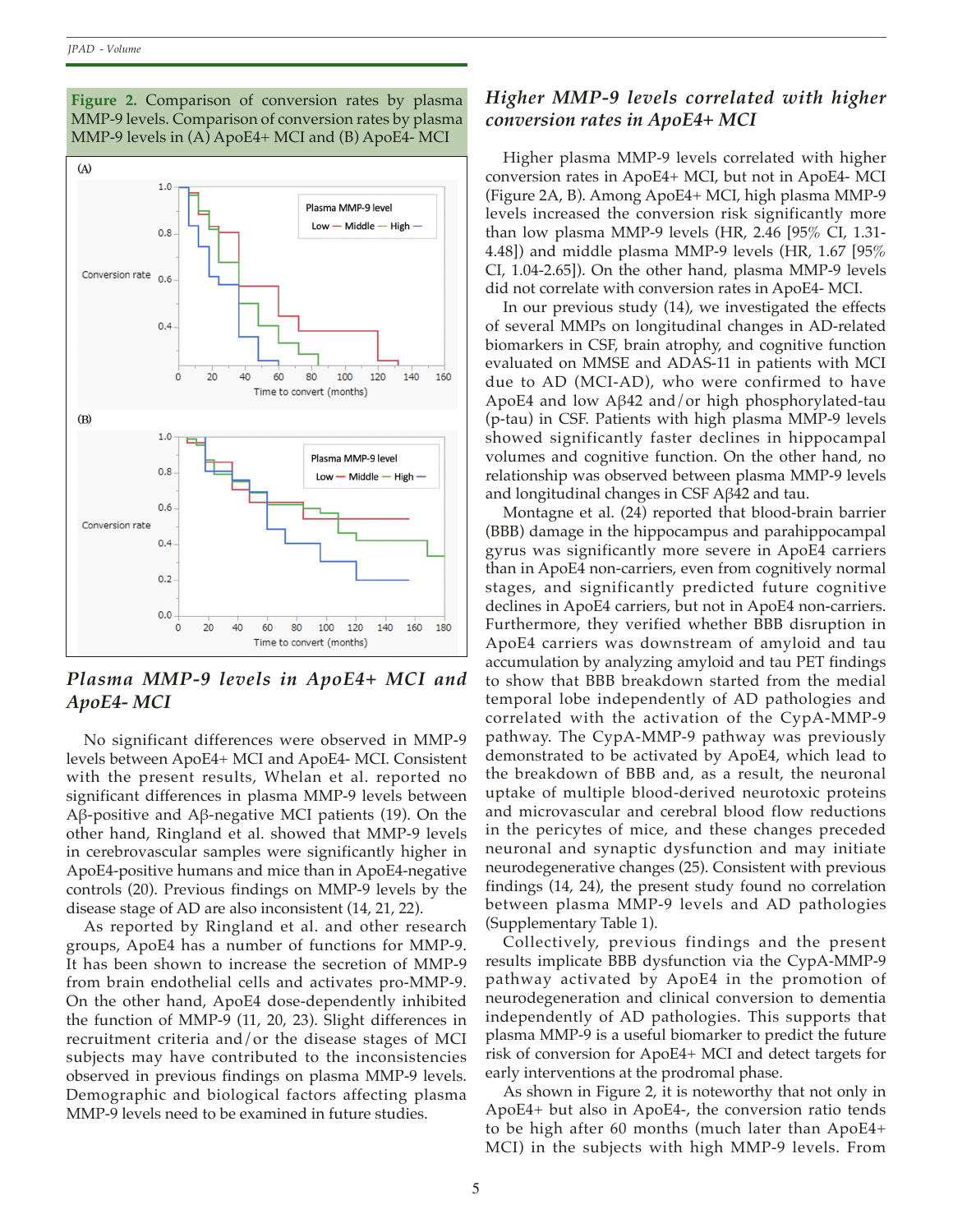**Figure 2.** Comparison of conversion rates by plasma MMP-9 levels. Comparison of conversion rates by plasma MMP-9 levels in (A) ApoE4+ MCI and (B) ApoE4- MCI

### *Plasma MMP-9 levels in ApoE4+ MCI and ApoE4- MCI*

No significant differences were observed in MMP-9 levels between ApoE4+ MCI and ApoE4- MCI. Consistent with the present results, Whelan et al. reported no significant differences in plasma MMP-9 levels between Aβ-positive and Aβ-negative MCI patients (19). On the other hand, Ringland et al. showed that MMP-9 levels in cerebrovascular samples were significantly higher in ApoE4-positive humans and mice than in ApoE4-negative controls (20). Previous findings on MMP-9 levels by the disease stage of AD are also inconsistent (14, 21, 22).

As reported by Ringland et al. and other research groups, ApoE4 has a number of functions for MMP-9. It has been shown to increase the secretion of MMP-9 from brain endothelial cells and activates pro-MMP-9. On the other hand, ApoE4 dose-dependently inhibited the function of MMP-9 (11, 20, 23). Slight differences in recruitment criteria and/or the disease stages of MCI subjects may have contributed to the inconsistencies observed in previous findings on plasma MMP-9 levels. Demographic and biological factors affecting plasma MMP-9 levels need to be examined in future studies.

### *Higher MMP-9 levels correlated with higher conversion rates in ApoE4+ MCI*

Higher plasma MMP-9 levels correlated with higher conversion rates in ApoE4+ MCI, but not in ApoE4- MCI (Figure 2A, B). Among ApoE4+ MCI, high plasma MMP-9 levels increased the conversion risk significantly more than low plasma MMP-9 levels (HR, 2.46 [95% CI, 1.31-4.48]) and middle plasma MMP-9 levels (HR, 1.67 [95% CI, 1.04-2.65]). On the other hand, plasma MMP-9 levels did not correlate with conversion rates in ApoE4- MCI.

In our previous study (14), we investigated the effects of several MMPs on longitudinal changes in AD-related biomarkers in CSF, brain atrophy, and cognitive function evaluated on MMSE and ADAS-11 in patients with MCI due to AD (MCI-AD), who were confirmed to have ApoE4 and low Aβ42 and/or high phosphorylated-tau (p-tau) in CSF. Patients with high plasma MMP-9 levels showed significantly faster declines in hippocampal volumes and cognitive function. On the other hand, no relationship was observed between plasma MMP-9 levels and longitudinal changes in CSF Aβ42 and tau.

Montagne et al. (24) reported that blood-brain barrier (BBB) damage in the hippocampus and parahippocampal gyrus was significantly more severe in ApoE4 carriers than in ApoE4 non-carriers, even from cognitively normal stages, and significantly predicted future cognitive declines in ApoE4 carriers, but not in ApoE4 non-carriers. Furthermore, they verified whether BBB disruption in ApoE4 carriers was downstream of amyloid and tau accumulation by analyzing amyloid and tau PET findings to show that BBB breakdown started from the medial temporal lobe independently of AD pathologies and correlated with the activation of the CypA-MMP-9 pathway. The CypA-MMP-9 pathway was previously demonstrated to be activated by ApoE4, which lead to the breakdown of BBB and, as a result, the neuronal uptake of multiple blood-derived neurotoxic proteins and microvascular and cerebral blood flow reductions in the pericytes of mice, and these changes preceded neuronal and synaptic dysfunction and may initiate neurodegenerative changes (25). Consistent with previous findings (14, 24), the present study found no correlation between plasma MMP-9 levels and AD pathologies (Supplementary Table 1).

Collectively, previous findings and the present results implicate BBB dysfunction via the CypA-MMP-9 pathway activated by ApoE4 in the promotion of neurodegeneration and clinical conversion to dementia independently of AD pathologies. This supports that plasma MMP-9 is a useful biomarker to predict the future risk of conversion for ApoE4+ MCI and detect targets for early interventions at the prodromal phase.

As shown in Figure 2, it is noteworthy that not only in ApoE4+ but also in ApoE4-, the conversion ratio tends to be high after 60 months (much later than ApoE4+ MCI) in the subjects with high MMP-9 levels. From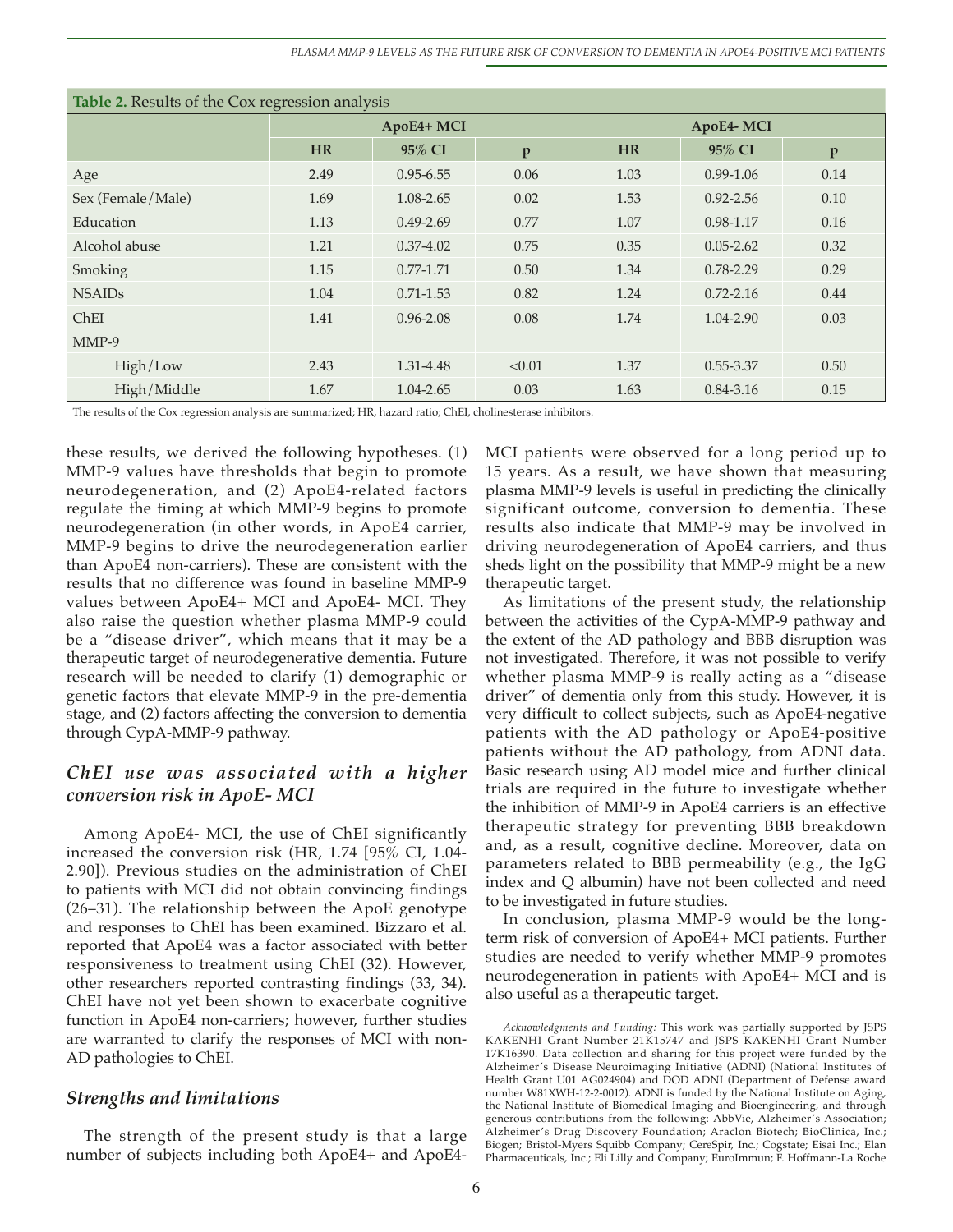**Table 2.** Results of the Cox regression analysis

| | ApoE4+ MCI | | | ApoE4- MCI | | |
|---|---|---|---|---|---|---|
| | HR | 95% CI | p | HR | 95% CI | p |
| Age | 2.49 | 0.95-6.55 | 0.06 | 1.03 | 0.99-1.06 | 0.14 |
| Sex (Female/Male) | 1.69 | 1.08-2.65 | 0.02 | 1.53 | 0.92-2.56 | 0.10 |
| Education | 1.13 | 0.49-2.69 | 0.77 | 1.07 | 0.98-1.17 | 0.16 |
| Alcohol abuse | 1.21 | 0.37-4.02 | 0.75 | 0.35 | 0.05-2.62 | 0.32 |
| Smoking | 1.15 | 0.77-1.71 | 0.50 | 1.34 | 0.78-2.29 | 0.29 |
| NSAIDs | 1.04 | 0.71-1.53 | 0.82 | 1.24 | 0.72-2.16 | 0.44 |
| ChEI | 1.41 | 0.96-2.08 | 0.08 | 1.74 | 1.04-2.90 | 0.03 |
| MMP-9 | | | | | | |
| High/Low | 2.43 | 1.31-4.48 | <0.01 | 1.37 | 0.55-3.37 | 0.50 |
| High/Middle | 1.67 | 1.04-2.65 | 0.03 | 1.63 | 0.84-3.16 | 0.15 |

The results of the Cox regression analysis are summarized; HR, hazard ratio; ChEI, cholinesterase inhibitors.

these results, we derived the following hypotheses. (1) MMP-9 values have thresholds that begin to promote neurodegeneration, and (2) ApoE4-related factors regulate the timing at which MMP-9 begins to promote neurodegeneration (in other words, in ApoE4 carrier, MMP-9 begins to drive the neurodegeneration earlier than ApoE4 non-carriers). These are consistent with the results that no difference was found in baseline MMP-9 values between ApoE4+ MCI and ApoE4- MCI. They also raise the question whether plasma MMP-9 could be a "disease driver", which means that it may be a therapeutic target of neurodegenerative dementia. Future research will be needed to clarify (1) demographic or genetic factors that elevate MMP-9 in the pre-dementia stage, and (2) factors affecting the conversion to dementia through CypA-MMP-9 pathway.

### *ChEI use was associated with a higher conversion risk in ApoE- MCI*

Among ApoE4- MCI, the use of ChEI significantly increased the conversion risk (HR, 1.74 [95% CI, 1.04-2.90]). Previous studies on the administration of ChEI to patients with MCI did not obtain convincing findings (26–31). The relationship between the ApoE genotype and responses to ChEI has been examined. Bizzaro et al. reported that ApoE4 was a factor associated with better responsiveness to treatment using ChEI (32). However, other researchers reported contrasting findings (33, 34). ChEI have not yet been shown to exacerbate cognitive function in ApoE4 non-carriers; however, further studies are warranted to clarify the responses of MCI with non-AD pathologies to ChEI.

### *Strengths and limitations*

The strength of the present study is that a large number of subjects including both ApoE4+ and ApoE4- MCI patients were observed for a long period up to 15 years. As a result, we have shown that measuring plasma MMP-9 levels is useful in predicting the clinically significant outcome, conversion to dementia. These results also indicate that MMP-9 may be involved in driving neurodegeneration of ApoE4 carriers, and thus sheds light on the possibility that MMP-9 might be a new therapeutic target.

As limitations of the present study, the relationship between the activities of the CypA-MMP-9 pathway and the extent of the AD pathology and BBB disruption was not investigated. Therefore, it was not possible to verify whether plasma MMP-9 is really acting as a "disease driver" of dementia only from this study. However, it is very difficult to collect subjects, such as ApoE4-negative patients with the AD pathology or ApoE4-positive patients without the AD pathology, from ADNI data. Basic research using AD model mice and further clinical trials are required in the future to investigate whether the inhibition of MMP-9 in ApoE4 carriers is an effective therapeutic strategy for preventing BBB breakdown and, as a result, cognitive decline. Moreover, data on parameters related to BBB permeability (e.g., the IgG index and Q albumin) have not been collected and need to be investigated in future studies.

In conclusion, plasma MMP-9 would be the long-term risk of conversion of ApoE4+ MCI patients. Further studies are needed to verify whether MMP-9 promotes neurodegeneration in patients with ApoE4+ MCI and is also useful as a therapeutic target.

*Acknowledgments and Funding:* This work was partially supported by JSPS KAKENHI Grant Number 21K15747 and JSPS KAKENHI Grant Number 17K16390. Data collection and sharing for this project were funded by the Alzheimer's Disease Neuroimaging Initiative (ADNI) (National Institutes of Health Grant U01 AG024904) and DOD ADNI (Department of Defense award number W81XWH-12-2-0012). ADNI is funded by the National Institute on Aging, the National Institute of Biomedical Imaging and Bioengineering, and through generous contributions from the following: AbbVie, Alzheimer's Association; Alzheimer's Drug Discovery Foundation; Araclon Biotech; BioClinica, Inc.; Biogen; Bristol-Myers Squibb Company; CereSpir, Inc.; Cogstate; Eisai Inc.; Elan Pharmaceuticals, Inc.; Eli Lilly and Company; EuroImmun; F. Hoffmann-La Roche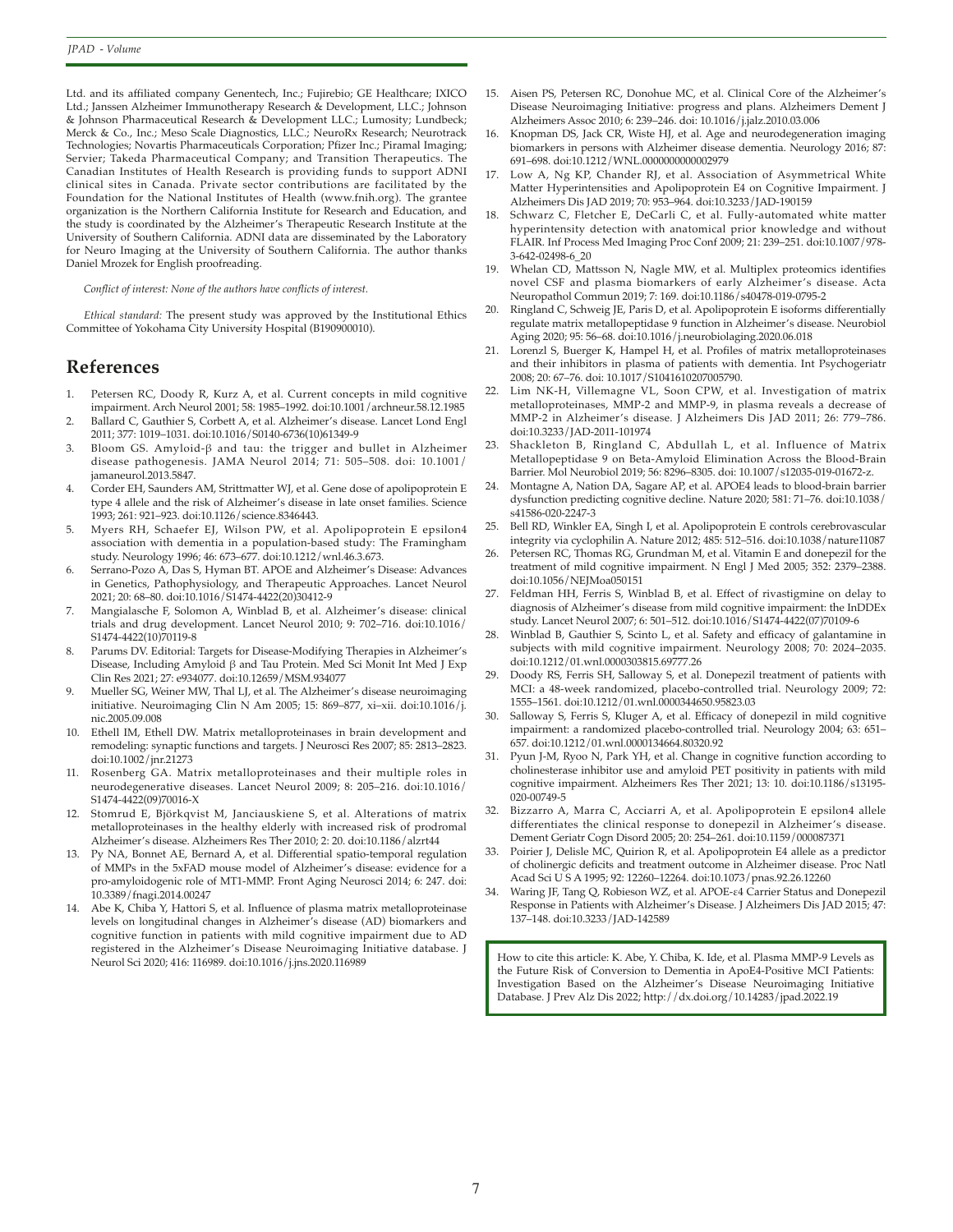Ltd. and its affiliated company Genentech, Inc.; Fujirebio; GE Healthcare; IXICO Ltd.; Janssen Alzheimer Immunotherapy Research & Development, LLC.; Johnson & Johnson Pharmaceutical Research & Development LLC.; Lumosity; Lundbeck; Merck & Co., Inc.; Meso Scale Diagnostics, LLC.; NeuroRx Research; Neurotrack Technologies; Novartis Pharmaceuticals Corporation; Pfizer Inc.; Piramal Imaging; Servier; Takeda Pharmaceutical Company; and Transition Therapeutics. The Canadian Institutes of Health Research is providing funds to support ADNI clinical sites in Canada. Private sector contributions are facilitated by the Foundation for the National Institutes of Health (www.fnih.org). The grantee organization is the Northern California Institute for Research and Education, and the study is coordinated by the Alzheimer's Therapeutic Research Institute at the University of Southern California. ADNI data are disseminated by the Laboratory for Neuro Imaging at the University of Southern California. The author thanks Daniel Mrozek for English proofreading.

*Conflict of interest: None of the authors have conflicts of interest.*

*Ethical standard:* The present study was approved by the Institutional Ethics Committee of Yokohama City University Hospital (B190900010).

## References

1. Petersen RC, Doody R, Kurz A, et al. Current concepts in mild cognitive impairment. Arch Neurol 2001; 58: 1985–1992. doi:10.1001/archneur.58.12.1985
2. Ballard C, Gauthier S, Corbett A, et al. Alzheimer's disease. Lancet Lond Engl 2011; 377: 1019–1031. doi:10.1016/S0140-6736(10)61349-9
3. Bloom GS. Amyloid-β and tau: the trigger and bullet in Alzheimer disease pathogenesis. JAMA Neurol 2014; 71: 505–508. doi: 10.1001/jamaneurol.2013.5847.
4. Corder EH, Saunders AM, Strittmatter WJ, et al. Gene dose of apolipoprotein E type 4 allele and the risk of Alzheimer's disease in late onset families. Science 1993; 261: 921–923. doi:10.1126/science.8346443.
5. Myers RH, Schaefer EJ, Wilson PW, et al. Apolipoprotein E epsilon4 association with dementia in a population-based study: The Framingham study. Neurology 1996; 46: 673–677. doi:10.1212/wnl.46.3.673.
6. Serrano-Pozo A, Das S, Hyman BT. APOE and Alzheimer's Disease: Advances in Genetics, Pathophysiology, and Therapeutic Approaches. Lancet Neurol 2021; 20: 68–80. doi:10.1016/S1474-4422(20)30412-9
7. Mangialasche F, Solomon A, Winblad B, et al. Alzheimer's disease: clinical trials and drug development. Lancet Neurol 2010; 9: 702–716. doi:10.1016/S1474-4422(10)70119-8
8. Parums DV. Editorial: Targets for Disease-Modifying Therapies in Alzheimer's Disease, Including Amyloid β and Tau Protein. Med Sci Monit Int Med J Exp Clin Res 2021; 27: e934077. doi:10.12659/MSM.934077
9. Mueller SG, Weiner MW, Thal LJ, et al. The Alzheimer's disease neuroimaging initiative. Neuroimaging Clin N Am 2005; 15: 869–877, xi–xii. doi:10.1016/j.nic.2005.09.008
10. Ethell IM, Ethell DW. Matrix metalloproteinases in brain development and remodeling: synaptic functions and targets. J Neurosci Res 2007; 85: 2813–2823. doi:10.1002/jnr.21273
11. Rosenberg GA. Matrix metalloproteinases and their multiple roles in neurodegenerative diseases. Lancet Neurol 2009; 8: 205–216. doi:10.1016/S1474-4422(09)70016-X
12. Stomrud E, Björkqvist M, Janciauskiene S, et al. Alterations of matrix metalloproteinases in the healthy elderly with increased risk of prodromal Alzheimer's disease. Alzheimers Res Ther 2010; 2: 20. doi:10.1186/alzrt44
13. Py NA, Bonnet AE, Bernard A, et al. Differential spatio-temporal regulation of MMPs in the 5xFAD mouse model of Alzheimer's disease: evidence for a pro-amyloidogenic role of MT1-MMP. Front Aging Neurosci 2014; 6: 247. doi: 10.3389/fnagi.2014.00247
14. Abe K, Chiba Y, Hattori S, et al. Influence of plasma matrix metalloproteinase levels on longitudinal changes in Alzheimer's disease (AD) biomarkers and cognitive function in patients with mild cognitive impairment due to AD registered in the Alzheimer's Disease Neuroimaging Initiative database. J Neurol Sci 2020; 416: 116989. doi:10.1016/j.jns.2020.116989
15. Aisen PS, Petersen RC, Donohue MC, et al. Clinical Core of the Alzheimer's Disease Neuroimaging Initiative: progress and plans. Alzheimers Dement J Alzheimers Assoc 2010; 6: 239–246. doi: 10.1016/j.jalz.2010.03.006
16. Knopman DS, Jack CR, Wiste HJ, et al. Age and neurodegeneration imaging biomarkers in persons with Alzheimer disease dementia. Neurology 2016; 87: 691–698. doi:10.1212/WNL.0000000000002979
17. Low A, Ng KP, Chander RJ, et al. Association of Asymmetrical White Matter Hyperintensities and Apolipoprotein E4 on Cognitive Impairment. J Alzheimers Dis JAD 2019; 70: 953–964. doi:10.3233/JAD-190159
18. Schwarz C, Fletcher E, DeCarli C, et al. Fully-automated white matter hyperintensity detection with anatomical prior knowledge and without FLAIR. Inf Process Med Imaging Proc Conf 2009; 21: 239–251. doi:10.1007/978-3-642-02498-6_20
19. Whelan CD, Mattsson N, Nagle MW, et al. Multiplex proteomics identifies novel CSF and plasma biomarkers of early Alzheimer's disease. Acta Neuropathol Commun 2019; 7: 169. doi:10.1186/s40478-019-0795-2
20. Ringland C, Schweig JE, Paris D, et al. Apolipoprotein E isoforms differentially regulate matrix metallopeptidase 9 function in Alzheimer's disease. Neurobiol Aging 2020; 95: 56–68. doi:10.1016/j.neurobiolaging.2020.06.018
21. Lorenzl S, Buerger K, Hampel H, et al. Profiles of matrix metalloproteinases and their inhibitors in plasma of patients with dementia. Int Psychogeriatr 2008; 20: 67–76. doi: 10.1017/S1041610207005790.
22. Lim NK-H, Villemagne VL, Soon CPW, et al. Investigation of matrix metalloproteinases, MMP-2 and MMP-9, in plasma reveals a decrease of MMP-2 in Alzheimer's disease. J Alzheimers Dis JAD 2011; 26: 779–786. doi:10.3233/JAD-2011-101974
23. Shackleton B, Ringland C, Abdullah L, et al. Influence of Matrix Metallopeptidase 9 on Beta-Amyloid Elimination Across the Blood-Brain Barrier. Mol Neurobiol 2019; 56: 8296–8305. doi: 10.1007/s12035-019-01672-z.
24. Montagne A, Nation DA, Sagare AP, et al. APOE4 leads to blood-brain barrier dysfunction predicting cognitive decline. Nature 2020; 581: 71–76. doi:10.1038/s41586-020-2247-3
25. Bell RD, Winkler EA, Singh I, et al. Apolipoprotein E controls cerebrovascular integrity via cyclophilin A. Nature 2012; 485: 512–516. doi:10.1038/nature11087
26. Petersen RC, Thomas RG, Grundman M, et al. Vitamin E and donepezil for the treatment of mild cognitive impairment. N Engl J Med 2005; 352: 2379–2388. doi:10.1056/NEJMoa050151
27. Feldman HH, Ferris S, Winblad B, et al. Effect of rivastigmine on delay to diagnosis of Alzheimer's disease from mild cognitive impairment: the InDDEx study. Lancet Neurol 2007; 6: 501–512. doi:10.1016/S1474-4422(07)70109-6
28. Winblad B, Gauthier S, Scinto L, et al. Safety and efficacy of galantamine in subjects with mild cognitive impairment. Neurology 2008; 70: 2024–2035. doi:10.1212/01.wnl.0000303815.69777.26
29. Doody RS, Ferris SH, Salloway S, et al. Donepezil treatment of patients with MCI: a 48-week randomized, placebo-controlled trial. Neurology 2009; 72: 1555–1561. doi:10.1212/01.wnl.0000344650.95823.03
30. Salloway S, Ferris S, Kluger A, et al. Efficacy of donepezil in mild cognitive impairment: a randomized placebo-controlled trial. Neurology 2004; 63: 651–657. doi:10.1212/01.wnl.0000134664.80320.92
31. Pyun J-M, Ryoo N, Park YH, et al. Change in cognitive function according to cholinesterase inhibitor use and amyloid PET positivity in patients with mild cognitive impairment. Alzheimers Res Ther 2021; 13: 10. doi:10.1186/s13195-020-00749-5
32. Bizzarro A, Marra C, Acciarri A, et al. Apolipoprotein E epsilon4 allele differentiates the clinical response to donepezil in Alzheimer's disease. Dement Geriatr Cogn Disord 2005; 20: 254–261. doi:10.1159/000087371
33. Poirier J, Delisle MC, Quirion R, et al. Apolipoprotein E4 allele as a predictor of cholinergic deficits and treatment outcome in Alzheimer disease. Proc Natl Acad Sci U S A 1995; 92: 12260–12264. doi:10.1073/pnas.92.26.12260
34. Waring JF, Tang Q, Robieson WZ, et al. APOE-ε4 Carrier Status and Donepezil Response in Patients with Alzheimer's Disease. J Alzheimers Dis JAD 2015; 47: 137–148. doi:10.3233/JAD-142589

How to cite this article: K. Abe, Y. Chiba, K. Ide, et al. Plasma MMP-9 Levels as the Future Risk of Conversion to Dementia in ApoE4-Positive MCI Patients: Investigation Based on the Alzheimer's Disease Neuroimaging Initiative Database. J Prev Alz Dis 2022; http://dx.doi.org/10.14283/jpad.2022.19